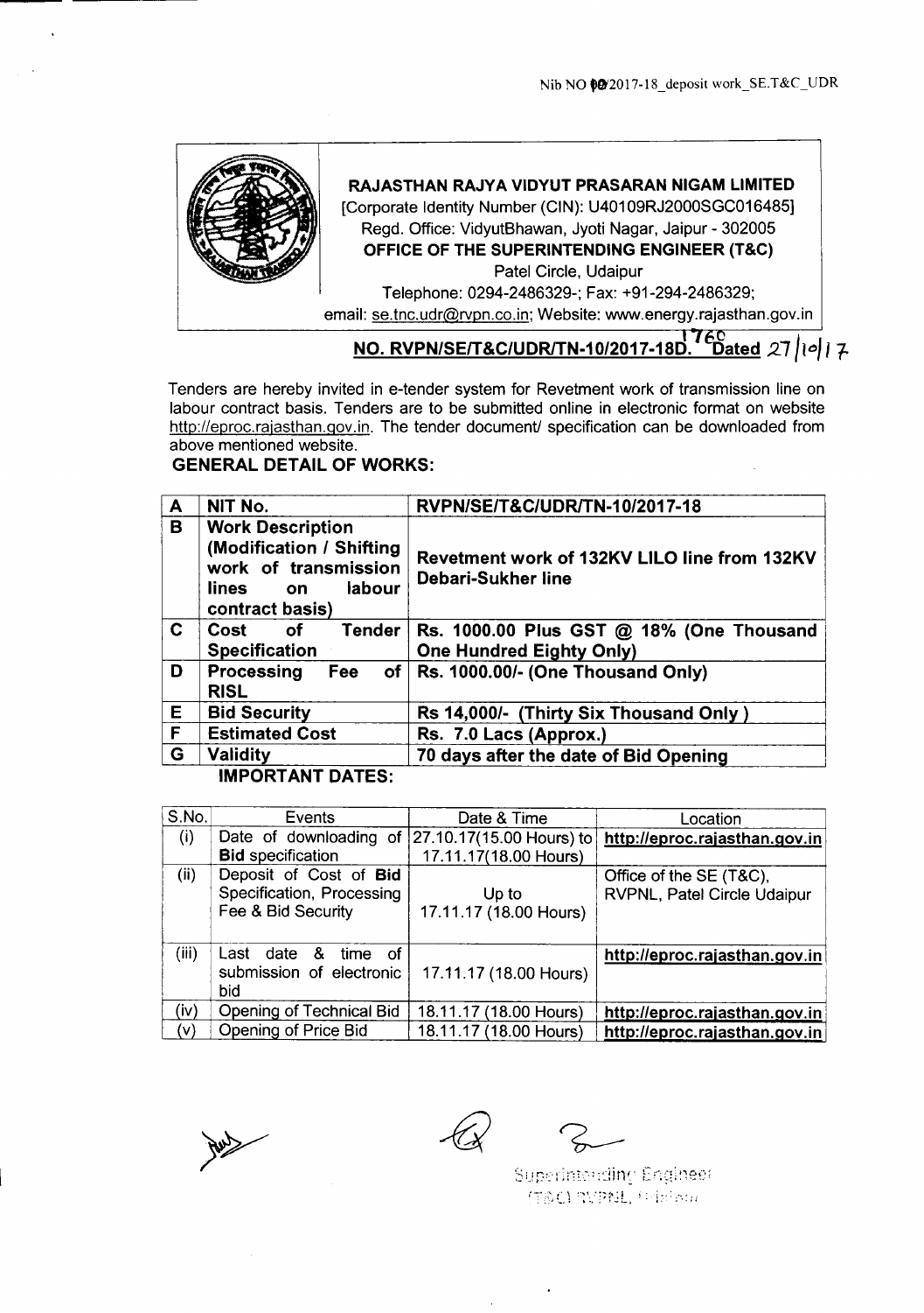Nib NO 10/2017-18_deposit work_SE.T&C_UDR

**RAJASTHAN RAJYA VIDYUT PRASARAN NIGAM LIMITED**
[Corporate Identity Number (CIN): U40109RJ2000SGC016485]
Regd. Office: VidyutBhawan, Jyoti Nagar, Jaipur - 302005
**OFFICE OF THE SUPERINTENDING ENGINEER (T&C)**
Patel Circle, Udaipur
Telephone: 0294-2486329-; Fax: +91-294-2486329;
email: se.tnc.udr@rvpn.co.in; Website: www.energy.rajasthan.gov.in

**NO. RVPN/SE/T&C/UDR/TN-10/2017-18D. 1760 Dated 27/10/17**

Tenders are hereby invited in e-tender system for Revetment work of transmission line on labour contract basis. Tenders are to be submitted online in electronic format on website http://eproc.rajasthan.gov.in. The tender document/ specification can be downloaded from above mentioned website.

**GENERAL DETAIL OF WORKS:**

| | | |
|---|---|---|
| **A** | **NIT No.** | **RVPN/SE/T&C/UDR/TN-10/2017-18** |
| **B** | **Work Description (Modification / Shifting work of transmission lines on labour contract basis)** | **Revetment work of 132KV LILO line from 132KV Debari-Sukher line** |
| **C** | **Cost of Tender Specification** | **Rs. 1000.00 Plus GST @ 18% (One Thousand One Hundred Eighty Only)** |
| **D** | **Processing Fee of RISL** | **Rs. 1000.00/- (One Thousand Only)** |
| **E** | **Bid Security** | **Rs 14,000/- (Thirty Six Thousand Only )** |
| **F** | **Estimated Cost** | **Rs. 7.0 Lacs (Approx.)** |
| **G** | **Validity** | **70 days after the date of Bid Opening** |

**IMPORTANT DATES:**

| S.No. | Events | Date & Time | Location |
|---|---|---|---|
| (i) | Date of downloading of **Bid** specification | 27.10.17(15.00 Hours) to 17.11.17(18.00 Hours) | **http://eproc.rajasthan.gov.in** |
| (ii) | Deposit of Cost of **Bid** Specification, Processing Fee & Bid Security | Up to 17.11.17 (18.00 Hours) | Office of the SE (T&C), RVPNL, Patel Circle Udaipur |
| (iii) | Last date & time of submission of electronic bid | 17.11.17 (18.00 Hours) | **http://eproc.rajasthan.gov.in** |
| (iv) | Opening of Technical Bid | 18.11.17 (18.00 Hours) | **http://eproc.rajasthan.gov.in** |
| (v) | Opening of Price Bid | 18.11.17 (18.00 Hours) | **http://eproc.rajasthan.gov.in** |

Superintending Engineer
(T&C) RVPNL, Udaipur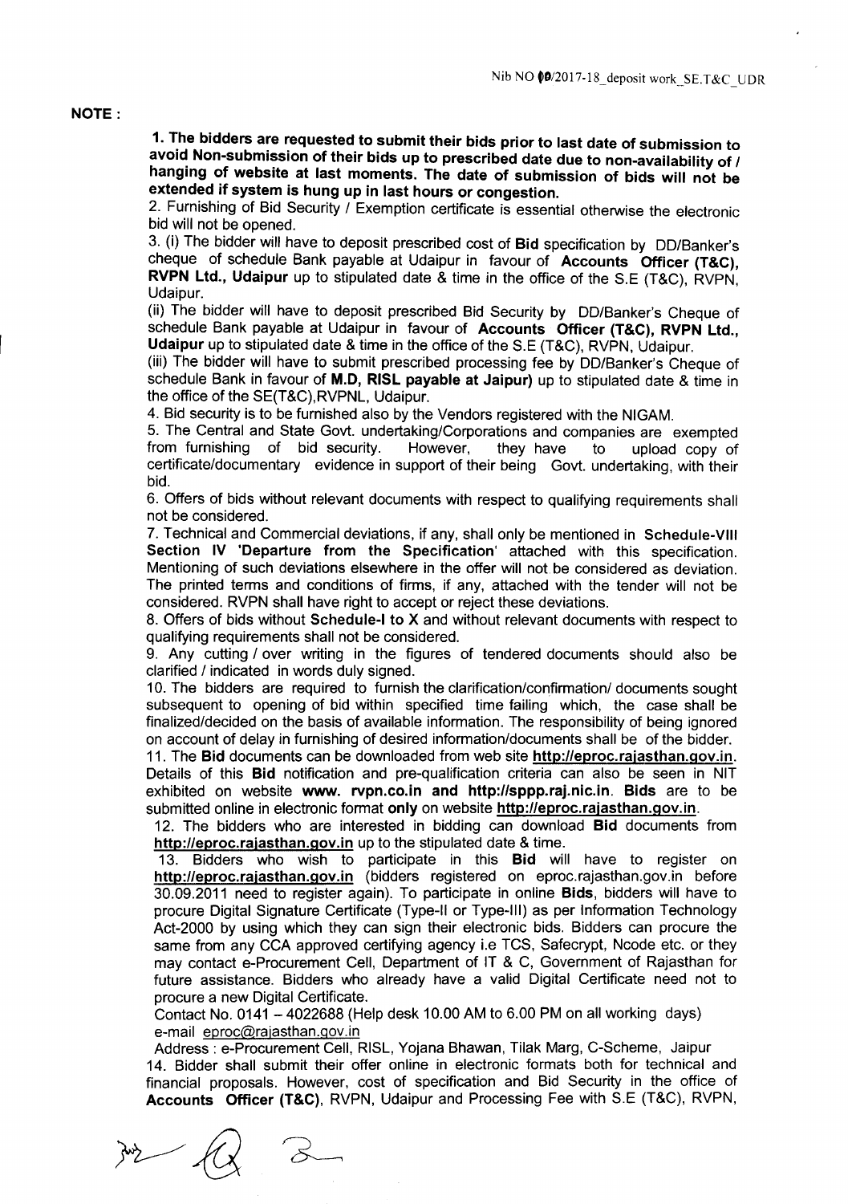**NOTE :**

**1. The bidders are requested to submit their bids prior to last date of submission to avoid Non-submission of their bids up to prescribed date due to non-availability of / hanging of website at last moments. The date of submission of bids will not be extended if system is hung up in last hours or congestion.**

2. Furnishing of Bid Security / Exemption certificate is essential otherwise the electronic bid will not be opened.

3. (i) The bidder will have to deposit prescribed cost of **Bid** specification by DD/Banker's cheque of schedule Bank payable at Udaipur in favour of **Accounts Officer (T&C), RVPN Ltd., Udaipur** up to stipulated date & time in the office of the S.E (T&C), RVPN, Udaipur.

(ii) The bidder will have to deposit prescribed Bid Security by DD/Banker's Cheque of schedule Bank payable at Udaipur in favour of **Accounts Officer (T&C), RVPN Ltd., Udaipur** up to stipulated date & time in the office of the S.E (T&C), RVPN, Udaipur.

(iii) The bidder will have to submit prescribed processing fee by DD/Banker's Cheque of schedule Bank in favour of **M.D, RISL payable at Jaipur)** up to stipulated date & time in the office of the SE(T&C),RVPNL, Udaipur.

4. Bid security is to be furnished also by the Vendors registered with the NIGAM.

5. The Central and State Govt. undertaking/Corporations and companies are exempted from furnishing of bid security. However, they have to upload copy of certificate/documentary evidence in support of their being Govt. undertaking, with their bid.

6. Offers of bids without relevant documents with respect to qualifying requirements shall not be considered.

7. Technical and Commercial deviations, if any, shall only be mentioned in **Schedule-VIII Section IV 'Departure from the Specification'** attached with this specification. Mentioning of such deviations elsewhere in the offer will not be considered as deviation. The printed terms and conditions of firms, if any, attached with the tender will not be considered. RVPN shall have right to accept or reject these deviations.

8. Offers of bids without **Schedule-I to X** and without relevant documents with respect to qualifying requirements shall not be considered.

9. Any cutting / over writing in the figures of tendered documents should also be clarified / indicated in words duly signed.

10. The bidders are required to furnish the clarification/confirmation/ documents sought subsequent to opening of bid within specified time failing which, the case shall be finalized/decided on the basis of available information. The responsibility of being ignored on account of delay in furnishing of desired information/documents shall be of the bidder.

11. The **Bid** documents can be downloaded from web site **http://eproc.rajasthan.gov.in**. Details of this **Bid** notification and pre-qualification criteria can also be seen in NIT exhibited on website **www. rvpn.co.in and http://sppp.raj.nic.in**. **Bids** are to be submitted online in electronic format **only** on website **http://eproc.rajasthan.gov.in**.

12. The bidders who are interested in bidding can download **Bid** documents from **http://eproc.rajasthan.gov.in** up to the stipulated date & time.

13. Bidders who wish to participate in this **Bid** will have to register on **http://eproc.rajasthan.gov.in** (bidders registered on eproc.rajasthan.gov.in before 30.09.2011 need to register again). To participate in online **Bids**, bidders will have to procure Digital Signature Certificate (Type-II or Type-III) as per Information Technology Act-2000 by using which they can sign their electronic bids. Bidders can procure the same from any CCA approved certifying agency i.e TCS, Safecrypt, Ncode etc. or they may contact e-Procurement Cell, Department of IT & C, Government of Rajasthan for future assistance. Bidders who already have a valid Digital Certificate need not to procure a new Digital Certificate.

Contact No. 0141 – 4022688 (Help desk 10.00 AM to 6.00 PM on all working days)
e-mail eproc@rajasthan.gov.in

Address : e-Procurement Cell, RISL, Yojana Bhawan, Tilak Marg, C-Scheme, Jaipur

14. Bidder shall submit their offer online in electronic formats both for technical and financial proposals. However, cost of specification and Bid Security in the office of **Accounts Officer (T&C)**, RVPN, Udaipur and Processing Fee with S.E (T&C), RVPN,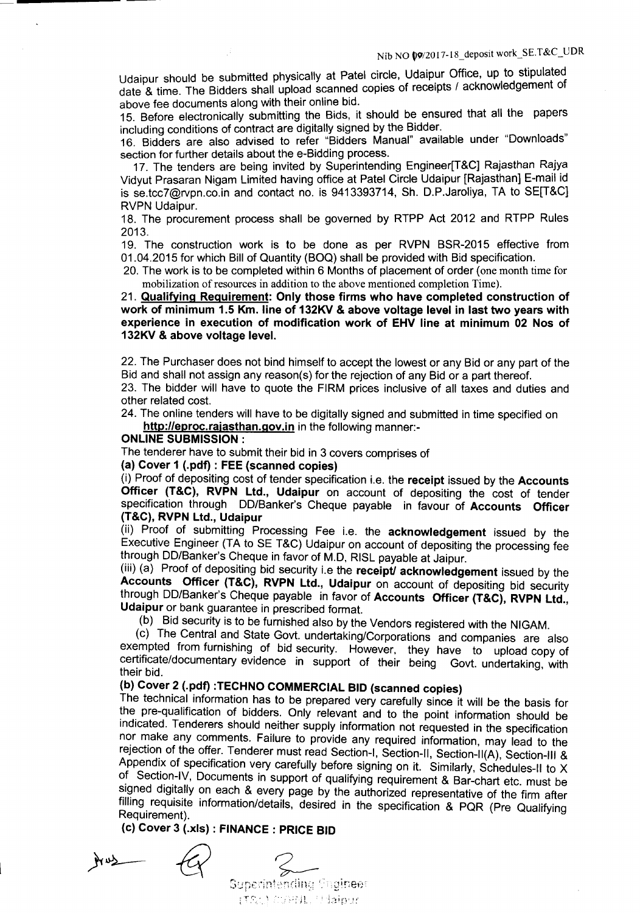Udaipur should be submitted physically at Patel circle, Udaipur Office, up to stipulated date & time. The Bidders shall upload scanned copies of receipts / acknowledgement of above fee documents along with their online bid.

15. Before electronically submitting the Bids, it should be ensured that all the papers including conditions of contract are digitally signed by the Bidder.

16. Bidders are also advised to refer "Bidders Manual" available under "Downloads" section for further details about the e-Bidding process.

17. The tenders are being invited by Superintending Engineer[T&C] Rajasthan Rajya Vidyut Prasaran Nigam Limited having office at Patel Circle Udaipur [Rajasthan] E-mail id is se.tcc7@rvpn.co.in and contact no. is 9413393714, Sh. D.P.Jaroliya, TA to SE[T&C] RVPN Udaipur.

18. The procurement process shall be governed by RTPP Act 2012 and RTPP Rules 2013.

19. The construction work is to be done as per RVPN BSR-2015 effective from 01.04.2015 for which Bill of Quantity (BOQ) shall be provided with Bid specification.

20. The work is to be completed within 6 Months of placement of order (one month time for mobilization of resources in addition to the above mentioned completion Time).

21. **Qualifying Requirement: Only those firms who have completed construction of work of minimum 1.5 Km. line of 132KV & above voltage level in last two years with experience in execution of modification work of EHV line at minimum 02 Nos of 132KV & above voltage level.**

22. The Purchaser does not bind himself to accept the lowest or any Bid or any part of the Bid and shall not assign any reason(s) for the rejection of any Bid or a part thereof.

23. The bidder will have to quote the FIRM prices inclusive of all taxes and duties and other related cost.

24. The online tenders will have to be digitally signed and submitted in time specified on **http://eproc.rajasthan.gov.in** in the following manner:-

**ONLINE SUBMISSION :**

The tenderer have to submit their bid in 3 covers comprises of

**(a) Cover 1 (.pdf) : FEE (scanned copies)**

(i) Proof of depositing cost of tender specification i.e. the **receipt** issued by the **Accounts Officer (T&C), RVPN Ltd., Udaipur** on account of depositing the cost of tender specification through DD/Banker's Cheque payable in favour of **Accounts Officer (T&C), RVPN Ltd., Udaipur**

(ii) Proof of submitting Processing Fee i.e. the **acknowledgement** issued by the Executive Engineer (TA to SE T&C) Udaipur on account of depositing the processing fee through DD/Banker's Cheque in favor of M.D, RISL payable at Jaipur.

(iii) (a) Proof of depositing bid security i.e the **receipt/ acknowledgement** issued by the **Accounts Officer (T&C), RVPN Ltd., Udaipur** on account of depositing bid security through DD/Banker's Cheque payable in favor of **Accounts Officer (T&C), RVPN Ltd., Udaipur** or bank guarantee in prescribed format.

(b) Bid security is to be furnished also by the Vendors registered with the NIGAM.

(c) The Central and State Govt. undertaking/Corporations and companies are also exempted from furnishing of bid security. However, they have to upload copy of certificate/documentary evidence in support of their being Govt. undertaking, with their bid.

**(b) Cover 2 (.pdf) :TECHNO COMMERCIAL BID (scanned copies)**

The technical information has to be prepared very carefully since it will be the basis for the pre-qualification of bidders. Only relevant and to the point information should be indicated. Tenderers should neither supply information not requested in the specification nor make any comments. Failure to provide any required information, may lead to the rejection of the offer. Tenderer must read Section-I, Section-II, Section-II(A), Section-III & Appendix of specification very carefully before signing on it. Similarly, Schedules-II to X of Section-IV, Documents in support of qualifying requirement & Bar-chart etc. must be signed digitally on each & every page by the authorized representative of the firm after filling requisite information/details, desired in the specification & PQR (Pre Qualifying Requirement).

**(c) Cover 3 (.xls) : FINANCE : PRICE BID**

Superintending Engineer
(T&C) RVPNL Udaipur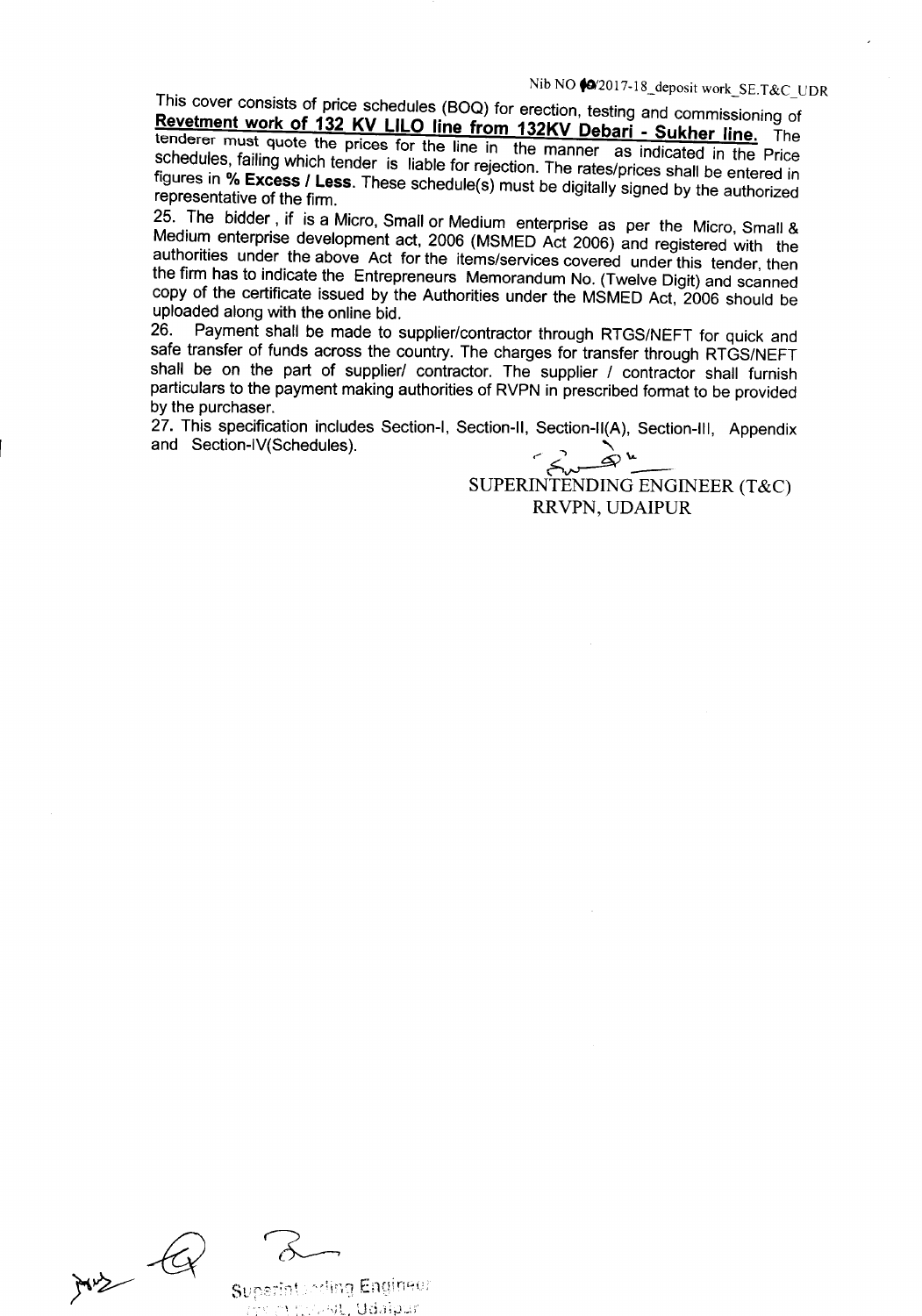Nib NO 10/2017-18_deposit work_SE.T&C_UDR

This cover consists of price schedules (BOQ) for erection, testing and commissioning of **Revetment work of 132 KV LILO line from 132KV Debari - Sukher line.** The tenderer must quote the prices for the line in the manner as indicated in the Price schedules, failing which tender is liable for rejection. The rates/prices shall be entered in figures in **% Excess / Less**. These schedule(s) must be digitally signed by the authorized representative of the firm.

25. The bidder, if is a Micro, Small or Medium enterprise as per the Micro, Small & Medium enterprise development act, 2006 (MSMED Act 2006) and registered with the authorities under the above Act for the items/services covered under this tender, then the firm has to indicate the Entrepreneurs Memorandum No. (Twelve Digit) and scanned copy of the certificate issued by the Authorities under the MSMED Act, 2006 should be uploaded along with the online bid.

26. Payment shall be made to supplier/contractor through RTGS/NEFT for quick and safe transfer of funds across the country. The charges for transfer through RTGS/NEFT shall be on the part of supplier/ contractor. The supplier / contractor shall furnish particulars to the payment making authorities of RVPN in prescribed format to be provided by the purchaser.

27. This specification includes Section-I, Section-II, Section-II(A), Section-III, Appendix and Section-IV(Schedules).

SUPERINTENDING ENGINEER (T&C)
RRVPN, UDAIPUR

Superintending Engineer
RVPN, Udaipur